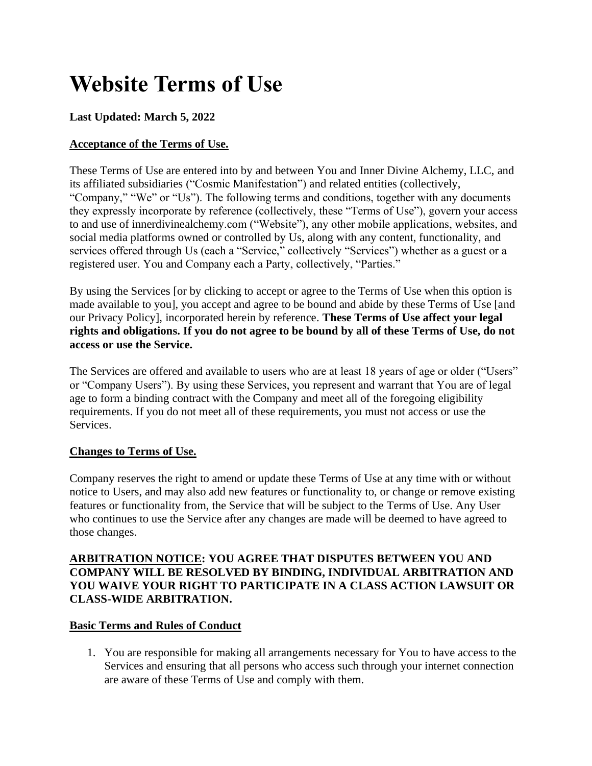# Website Terms of Use

**Last Updated: March 5, 2022**

**Acceptance of the Terms of Use.**

These Terms of Use are entered into by and between You and Inner Divine Alchemy, LLC, and its affiliated subsidiaries ("Cosmic Manifestation") and related entities (collectively, "Company," "We" or "Us"). The following terms and conditions, together with any documents they expressly incorporate by reference (collectively, these "Terms of Use"), govern your access to and use of innerdivinealchemy.com ("Website"), any other mobile applications, websites, and social media platforms owned or controlled by Us, along with any content, functionality, and services offered through Us (each a "Service," collectively "Services") whether as a guest or a registered user. You and Company each a Party, collectively, "Parties."

By using the Services [or by clicking to accept or agree to the Terms of Use when this option is made available to you], you accept and agree to be bound and abide by these Terms of Use [and our Privacy Policy], incorporated herein by reference. **These Terms of Use affect your legal rights and obligations. If you do not agree to be bound by all of these Terms of Use, do not access or use the Service.**

The Services are offered and available to users who are at least 18 years of age or older ("Users" or "Company Users"). By using these Services, you represent and warrant that You are of legal age to form a binding contract with the Company and meet all of the foregoing eligibility requirements. If you do not meet all of these requirements, you must not access or use the Services.

**Changes to Terms of Use.**

Company reserves the right to amend or update these Terms of Use at any time with or without notice to Users, and may also add new features or functionality to, or change or remove existing features or functionality from, the Service that will be subject to the Terms of Use. Any User who continues to use the Service after any changes are made will be deemed to have agreed to those changes.

**ARBITRATION NOTICE: YOU AGREE THAT DISPUTES BETWEEN YOU AND COMPANY WILL BE RESOLVED BY BINDING, INDIVIDUAL ARBITRATION AND YOU WAIVE YOUR RIGHT TO PARTICIPATE IN A CLASS ACTION LAWSUIT OR CLASS-WIDE ARBITRATION.**

**Basic Terms and Rules of Conduct**

1. You are responsible for making all arrangements necessary for You to have access to the Services and ensuring that all persons who access such through your internet connection are aware of these Terms of Use and comply with them.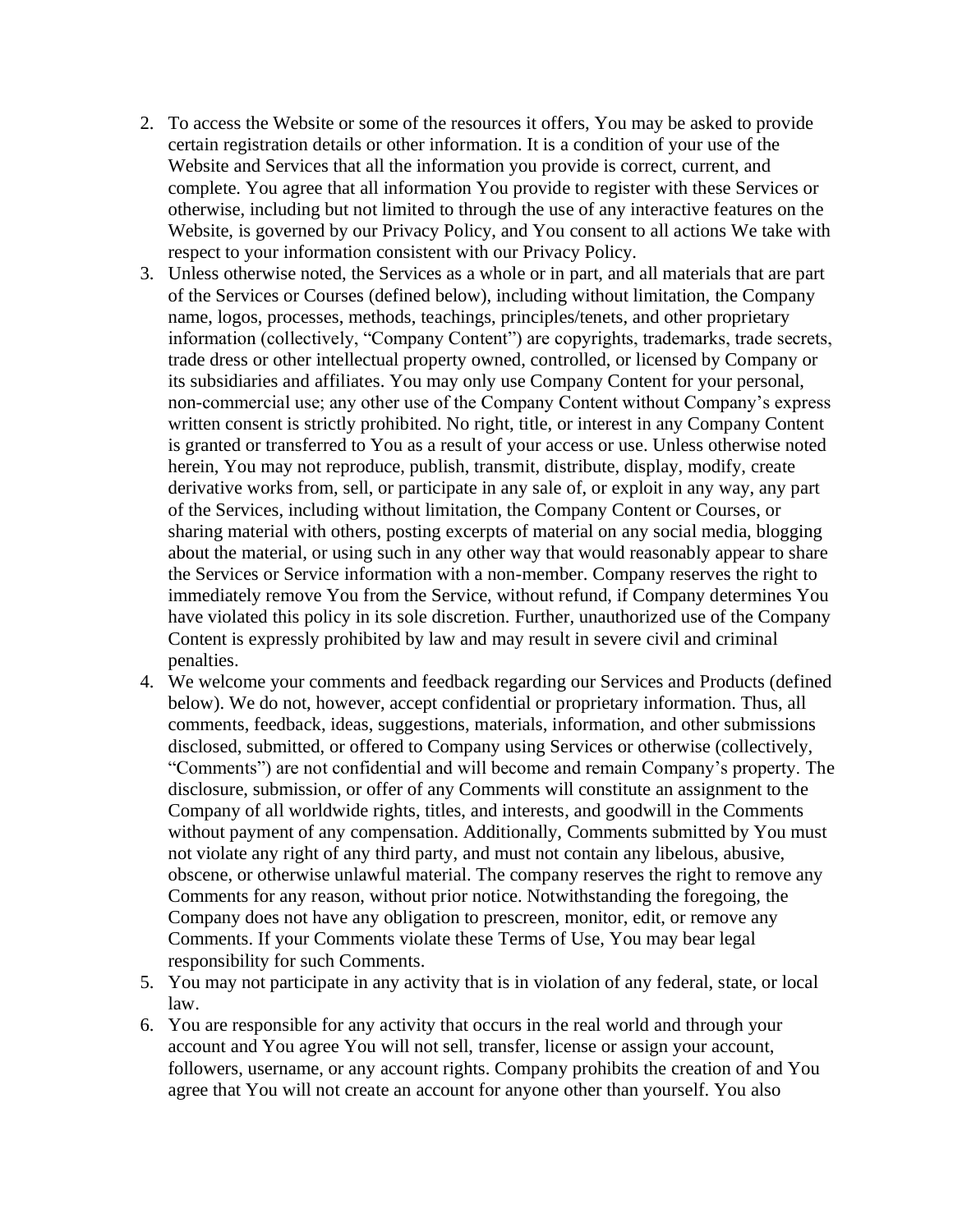2. To access the Website or some of the resources it offers, You may be asked to provide certain registration details or other information. It is a condition of your use of the Website and Services that all the information you provide is correct, current, and complete. You agree that all information You provide to register with these Services or otherwise, including but not limited to through the use of any interactive features on the Website, is governed by our Privacy Policy, and You consent to all actions We take with respect to your information consistent with our Privacy Policy.
3. Unless otherwise noted, the Services as a whole or in part, and all materials that are part of the Services or Courses (defined below), including without limitation, the Company name, logos, processes, methods, teachings, principles/tenets, and other proprietary information (collectively, "Company Content") are copyrights, trademarks, trade secrets, trade dress or other intellectual property owned, controlled, or licensed by Company or its subsidiaries and affiliates. You may only use Company Content for your personal, non-commercial use; any other use of the Company Content without Company's express written consent is strictly prohibited. No right, title, or interest in any Company Content is granted or transferred to You as a result of your access or use. Unless otherwise noted herein, You may not reproduce, publish, transmit, distribute, display, modify, create derivative works from, sell, or participate in any sale of, or exploit in any way, any part of the Services, including without limitation, the Company Content or Courses, or sharing material with others, posting excerpts of material on any social media, blogging about the material, or using such in any other way that would reasonably appear to share the Services or Service information with a non-member. Company reserves the right to immediately remove You from the Service, without refund, if Company determines You have violated this policy in its sole discretion. Further, unauthorized use of the Company Content is expressly prohibited by law and may result in severe civil and criminal penalties.
4. We welcome your comments and feedback regarding our Services and Products (defined below). We do not, however, accept confidential or proprietary information. Thus, all comments, feedback, ideas, suggestions, materials, information, and other submissions disclosed, submitted, or offered to Company using Services or otherwise (collectively, "Comments") are not confidential and will become and remain Company's property. The disclosure, submission, or offer of any Comments will constitute an assignment to the Company of all worldwide rights, titles, and interests, and goodwill in the Comments without payment of any compensation. Additionally, Comments submitted by You must not violate any right of any third party, and must not contain any libelous, abusive, obscene, or otherwise unlawful material. The company reserves the right to remove any Comments for any reason, without prior notice. Notwithstanding the foregoing, the Company does not have any obligation to prescreen, monitor, edit, or remove any Comments. If your Comments violate these Terms of Use, You may bear legal responsibility for such Comments.
5. You may not participate in any activity that is in violation of any federal, state, or local law.
6. You are responsible for any activity that occurs in the real world and through your account and You agree You will not sell, transfer, license or assign your account, followers, username, or any account rights. Company prohibits the creation of and You agree that You will not create an account for anyone other than yourself. You also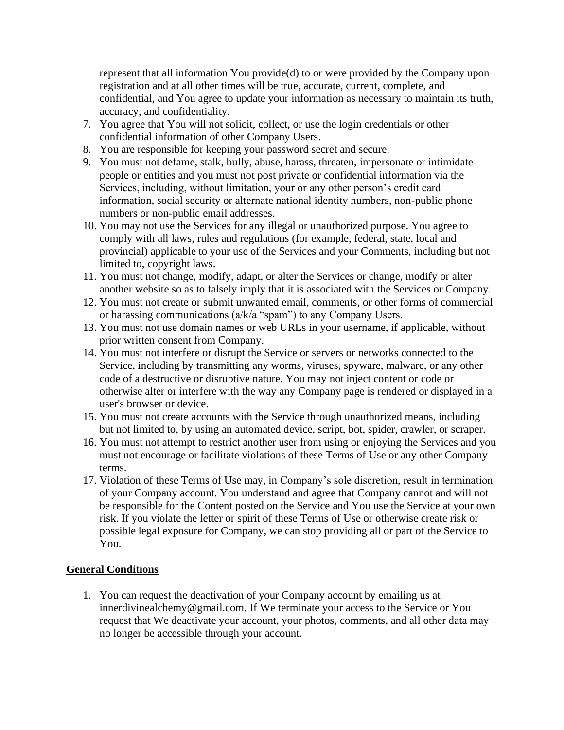represent that all information You provide(d) to or were provided by the Company upon registration and at all other times will be true, accurate, current, complete, and confidential, and You agree to update your information as necessary to maintain its truth, accuracy, and confidentiality.

7. You agree that You will not solicit, collect, or use the login credentials or other confidential information of other Company Users.
8. You are responsible for keeping your password secret and secure.
9. You must not defame, stalk, bully, abuse, harass, threaten, impersonate or intimidate people or entities and you must not post private or confidential information via the Services, including, without limitation, your or any other person's credit card information, social security or alternate national identity numbers, non-public phone numbers or non-public email addresses.
10. You may not use the Services for any illegal or unauthorized purpose. You agree to comply with all laws, rules and regulations (for example, federal, state, local and provincial) applicable to your use of the Services and your Comments, including but not limited to, copyright laws.
11. You must not change, modify, adapt, or alter the Services or change, modify or alter another website so as to falsely imply that it is associated with the Services or Company.
12. You must not create or submit unwanted email, comments, or other forms of commercial or harassing communications (a/k/a "spam") to any Company Users.
13. You must not use domain names or web URLs in your username, if applicable, without prior written consent from Company.
14. You must not interfere or disrupt the Service or servers or networks connected to the Service, including by transmitting any worms, viruses, spyware, malware, or any other code of a destructive or disruptive nature. You may not inject content or code or otherwise alter or interfere with the way any Company page is rendered or displayed in a user's browser or device.
15. You must not create accounts with the Service through unauthorized means, including but not limited to, by using an automated device, script, bot, spider, crawler, or scraper.
16. You must not attempt to restrict another user from using or enjoying the Services and you must not encourage or facilitate violations of these Terms of Use or any other Company terms.
17. Violation of these Terms of Use may, in Company's sole discretion, result in termination of your Company account. You understand and agree that Company cannot and will not be responsible for the Content posted on the Service and You use the Service at your own risk. If you violate the letter or spirit of these Terms of Use or otherwise create risk or possible legal exposure for Company, we can stop providing all or part of the Service to You.

**General Conditions**

1. You can request the deactivation of your Company account by emailing us at innerdivinealchemy@gmail.com. If We terminate your access to the Service or You request that We deactivate your account, your photos, comments, and all other data may no longer be accessible through your account.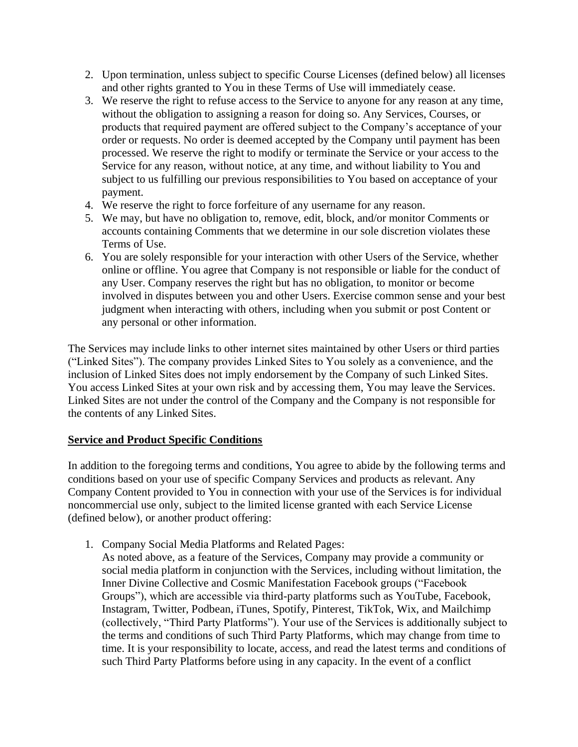2. Upon termination, unless subject to specific Course Licenses (defined below) all licenses and other rights granted to You in these Terms of Use will immediately cease.
3. We reserve the right to refuse access to the Service to anyone for any reason at any time, without the obligation to assigning a reason for doing so. Any Services, Courses, or products that required payment are offered subject to the Company's acceptance of your order or requests. No order is deemed accepted by the Company until payment has been processed. We reserve the right to modify or terminate the Service or your access to the Service for any reason, without notice, at any time, and without liability to You and subject to us fulfilling our previous responsibilities to You based on acceptance of your payment.
4. We reserve the right to force forfeiture of any username for any reason.
5. We may, but have no obligation to, remove, edit, block, and/or monitor Comments or accounts containing Comments that we determine in our sole discretion violates these Terms of Use.
6. You are solely responsible for your interaction with other Users of the Service, whether online or offline. You agree that Company is not responsible or liable for the conduct of any User. Company reserves the right but has no obligation, to monitor or become involved in disputes between you and other Users. Exercise common sense and your best judgment when interacting with others, including when you submit or post Content or any personal or other information.

The Services may include links to other internet sites maintained by other Users or third parties ("Linked Sites"). The company provides Linked Sites to You solely as a convenience, and the inclusion of Linked Sites does not imply endorsement by the Company of such Linked Sites. You access Linked Sites at your own risk and by accessing them, You may leave the Services. Linked Sites are not under the control of the Company and the Company is not responsible for the contents of any Linked Sites.

**Service and Product Specific Conditions**

In addition to the foregoing terms and conditions, You agree to abide by the following terms and conditions based on your use of specific Company Services and products as relevant. Any Company Content provided to You in connection with your use of the Services is for individual noncommercial use only, subject to the limited license granted with each Service License (defined below), or another product offering:

1. Company Social Media Platforms and Related Pages:
   As noted above, as a feature of the Services, Company may provide a community or social media platform in conjunction with the Services, including without limitation, the Inner Divine Collective and Cosmic Manifestation Facebook groups ("Facebook Groups"), which are accessible via third-party platforms such as YouTube, Facebook, Instagram, Twitter, Podbean, iTunes, Spotify, Pinterest, TikTok, Wix, and Mailchimp (collectively, "Third Party Platforms"). Your use of the Services is additionally subject to the terms and conditions of such Third Party Platforms, which may change from time to time. It is your responsibility to locate, access, and read the latest terms and conditions of such Third Party Platforms before using in any capacity. In the event of a conflict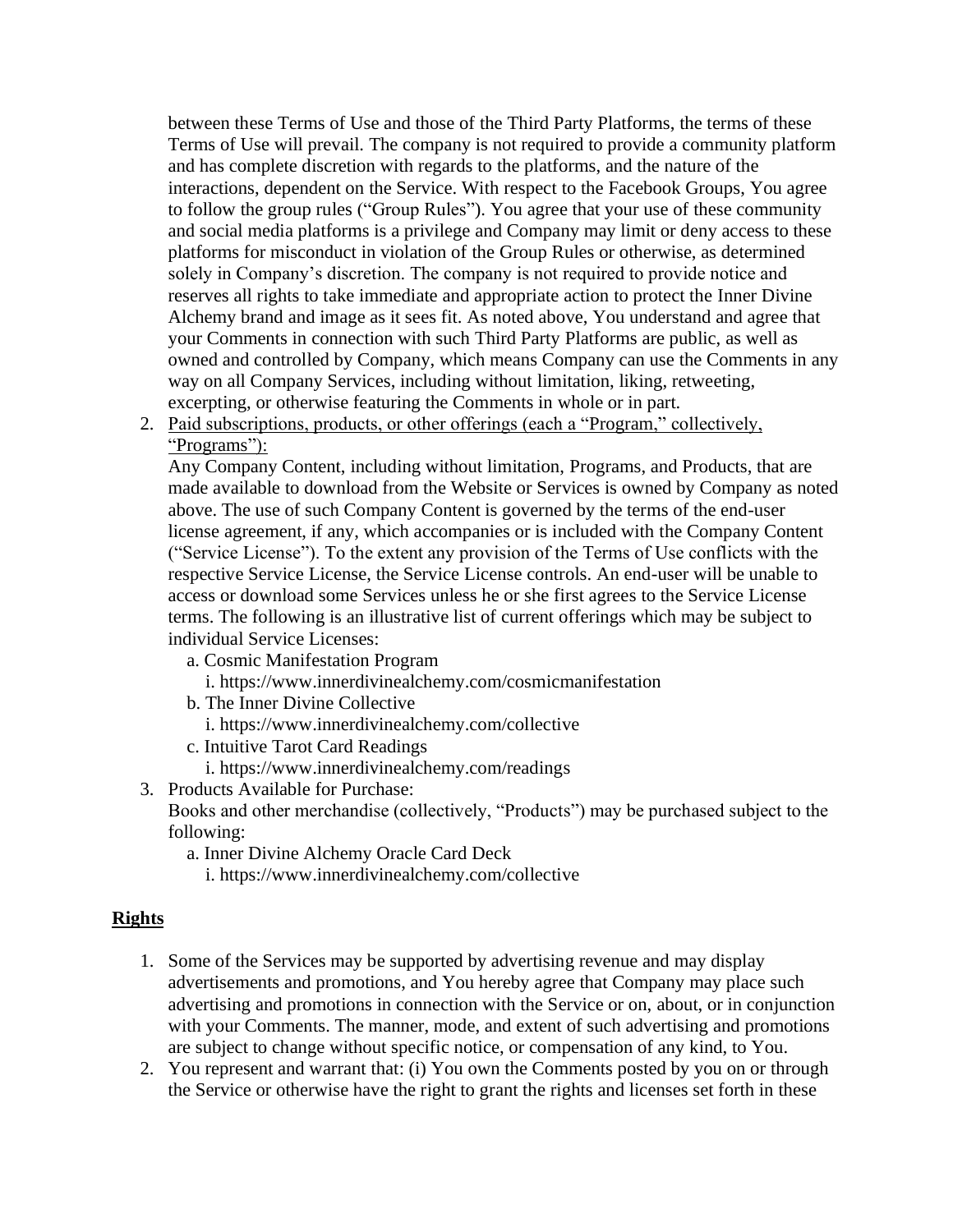between these Terms of Use and those of the Third Party Platforms, the terms of these Terms of Use will prevail. The company is not required to provide a community platform and has complete discretion with regards to the platforms, and the nature of the interactions, dependent on the Service. With respect to the Facebook Groups, You agree to follow the group rules ("Group Rules"). You agree that your use of these community and social media platforms is a privilege and Company may limit or deny access to these platforms for misconduct in violation of the Group Rules or otherwise, as determined solely in Company's discretion. The company is not required to provide notice and reserves all rights to take immediate and appropriate action to protect the Inner Divine Alchemy brand and image as it sees fit. As noted above, You understand and agree that your Comments in connection with such Third Party Platforms are public, as well as owned and controlled by Company, which means Company can use the Comments in any way on all Company Services, including without limitation, liking, retweeting, excerpting, or otherwise featuring the Comments in whole or in part.

2. <u>Paid subscriptions, products, or other offerings (each a "Program," collectively, "Programs"):</u>
   Any Company Content, including without limitation, Programs, and Products, that are made available to download from the Website or Services is owned by Company as noted above. The use of such Company Content is governed by the terms of the end-user license agreement, if any, which accompanies or is included with the Company Content ("Service License"). To the extent any provision of the Terms of Use conflicts with the respective Service License, the Service License controls. An end-user will be unable to access or download some Services unless he or she first agrees to the Service License terms. The following is an illustrative list of current offerings which may be subject to individual Service Licenses:
   a. Cosmic Manifestation Program
      i. https://www.innerdivinealchemy.com/cosmicmanifestation
   b. The Inner Divine Collective
      i. https://www.innerdivinealchemy.com/collective
   c. Intuitive Tarot Card Readings
      i. https://www.innerdivinealchemy.com/readings
3. Products Available for Purchase:
   Books and other merchandise (collectively, "Products") may be purchased subject to the following:
   a. Inner Divine Alchemy Oracle Card Deck
      i. https://www.innerdivinealchemy.com/collective

## <u>Rights</u>

1. Some of the Services may be supported by advertising revenue and may display advertisements and promotions, and You hereby agree that Company may place such advertising and promotions in connection with the Service or on, about, or in conjunction with your Comments. The manner, mode, and extent of such advertising and promotions are subject to change without specific notice, or compensation of any kind, to You.
2. You represent and warrant that: (i) You own the Comments posted by you on or through the Service or otherwise have the right to grant the rights and licenses set forth in these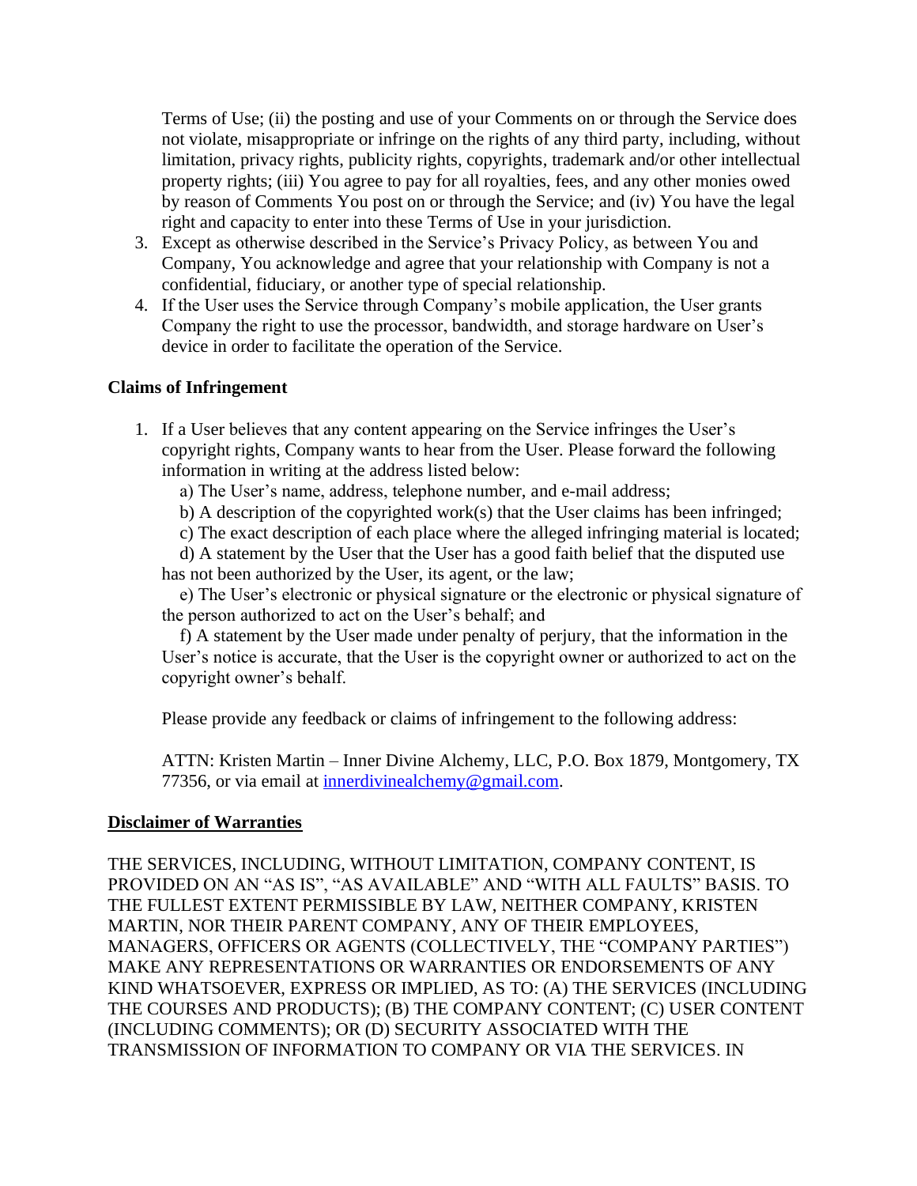Terms of Use; (ii) the posting and use of your Comments on or through the Service does not violate, misappropriate or infringe on the rights of any third party, including, without limitation, privacy rights, publicity rights, copyrights, trademark and/or other intellectual property rights; (iii) You agree to pay for all royalties, fees, and any other monies owed by reason of Comments You post on or through the Service; and (iv) You have the legal right and capacity to enter into these Terms of Use in your jurisdiction.

3. Except as otherwise described in the Service's Privacy Policy, as between You and Company, You acknowledge and agree that your relationship with Company is not a confidential, fiduciary, or another type of special relationship.
4. If the User uses the Service through Company's mobile application, the User grants Company the right to use the processor, bandwidth, and storage hardware on User's device in order to facilitate the operation of the Service.

**Claims of Infringement**

1. If a User believes that any content appearing on the Service infringes the User's copyright rights, Company wants to hear from the User. Please forward the following information in writing at the address listed below:

   a) The User's name, address, telephone number, and e-mail address;

   b) A description of the copyrighted work(s) that the User claims has been infringed;

   c) The exact description of each place where the alleged infringing material is located;

   d) A statement by the User that the User has a good faith belief that the disputed use has not been authorized by the User, its agent, or the law;

   e) The User's electronic or physical signature or the electronic or physical signature of the person authorized to act on the User's behalf; and

   f) A statement by the User made under penalty of perjury, that the information in the User's notice is accurate, that the User is the copyright owner or authorized to act on the copyright owner's behalf.

   Please provide any feedback or claims of infringement to the following address:

   ATTN: Kristen Martin – Inner Divine Alchemy, LLC, P.O. Box 1879, Montgomery, TX 77356, or via email at innerdivinealchemy@gmail.com.

**Disclaimer of Warranties**

THE SERVICES, INCLUDING, WITHOUT LIMITATION, COMPANY CONTENT, IS PROVIDED ON AN "AS IS", "AS AVAILABLE" AND "WITH ALL FAULTS" BASIS. TO THE FULLEST EXTENT PERMISSIBLE BY LAW, NEITHER COMPANY, KRISTEN MARTIN, NOR THEIR PARENT COMPANY, ANY OF THEIR EMPLOYEES, MANAGERS, OFFICERS OR AGENTS (COLLECTIVELY, THE "COMPANY PARTIES") MAKE ANY REPRESENTATIONS OR WARRANTIES OR ENDORSEMENTS OF ANY KIND WHATSOEVER, EXPRESS OR IMPLIED, AS TO: (A) THE SERVICES (INCLUDING THE COURSES AND PRODUCTS); (B) THE COMPANY CONTENT; (C) USER CONTENT (INCLUDING COMMENTS); OR (D) SECURITY ASSOCIATED WITH THE TRANSMISSION OF INFORMATION TO COMPANY OR VIA THE SERVICES. IN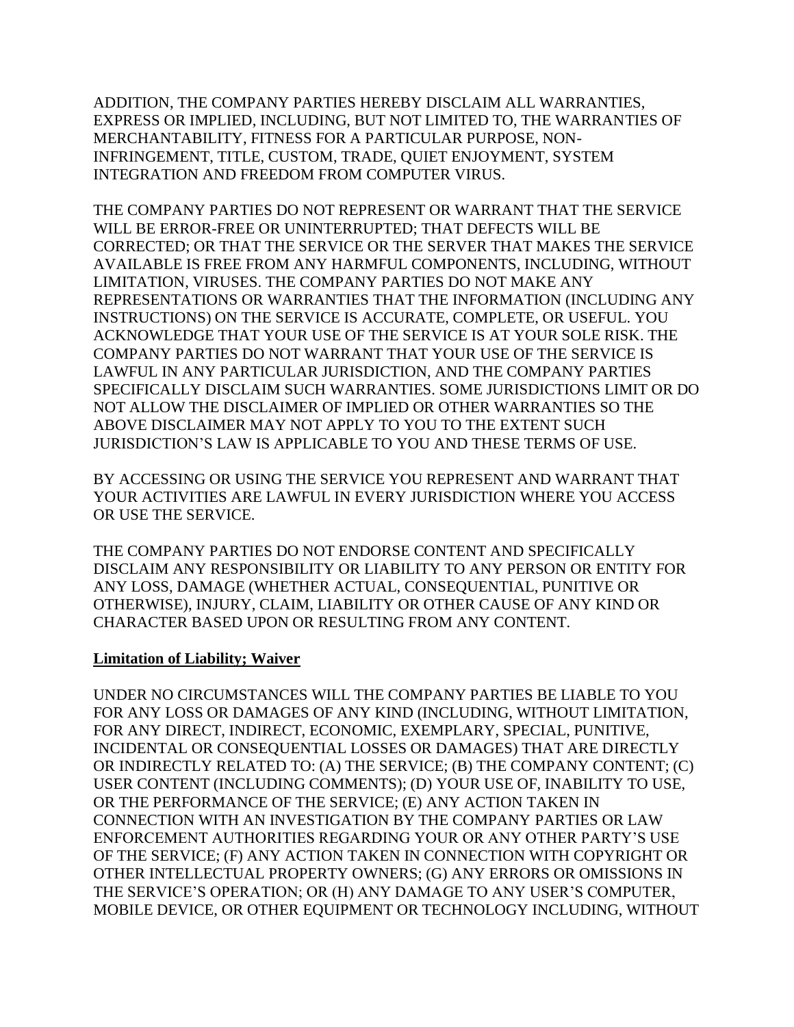ADDITION, THE COMPANY PARTIES HEREBY DISCLAIM ALL WARRANTIES, EXPRESS OR IMPLIED, INCLUDING, BUT NOT LIMITED TO, THE WARRANTIES OF MERCHANTABILITY, FITNESS FOR A PARTICULAR PURPOSE, NON-INFRINGEMENT, TITLE, CUSTOM, TRADE, QUIET ENJOYMENT, SYSTEM INTEGRATION AND FREEDOM FROM COMPUTER VIRUS.

THE COMPANY PARTIES DO NOT REPRESENT OR WARRANT THAT THE SERVICE WILL BE ERROR-FREE OR UNINTERRUPTED; THAT DEFECTS WILL BE CORRECTED; OR THAT THE SERVICE OR THE SERVER THAT MAKES THE SERVICE AVAILABLE IS FREE FROM ANY HARMFUL COMPONENTS, INCLUDING, WITHOUT LIMITATION, VIRUSES. THE COMPANY PARTIES DO NOT MAKE ANY REPRESENTATIONS OR WARRANTIES THAT THE INFORMATION (INCLUDING ANY INSTRUCTIONS) ON THE SERVICE IS ACCURATE, COMPLETE, OR USEFUL. YOU ACKNOWLEDGE THAT YOUR USE OF THE SERVICE IS AT YOUR SOLE RISK. THE COMPANY PARTIES DO NOT WARRANT THAT YOUR USE OF THE SERVICE IS LAWFUL IN ANY PARTICULAR JURISDICTION, AND THE COMPANY PARTIES SPECIFICALLY DISCLAIM SUCH WARRANTIES. SOME JURISDICTIONS LIMIT OR DO NOT ALLOW THE DISCLAIMER OF IMPLIED OR OTHER WARRANTIES SO THE ABOVE DISCLAIMER MAY NOT APPLY TO YOU TO THE EXTENT SUCH JURISDICTION'S LAW IS APPLICABLE TO YOU AND THESE TERMS OF USE.

BY ACCESSING OR USING THE SERVICE YOU REPRESENT AND WARRANT THAT YOUR ACTIVITIES ARE LAWFUL IN EVERY JURISDICTION WHERE YOU ACCESS OR USE THE SERVICE.

THE COMPANY PARTIES DO NOT ENDORSE CONTENT AND SPECIFICALLY DISCLAIM ANY RESPONSIBILITY OR LIABILITY TO ANY PERSON OR ENTITY FOR ANY LOSS, DAMAGE (WHETHER ACTUAL, CONSEQUENTIAL, PUNITIVE OR OTHERWISE), INJURY, CLAIM, LIABILITY OR OTHER CAUSE OF ANY KIND OR CHARACTER BASED UPON OR RESULTING FROM ANY CONTENT.

**Limitation of Liability; Waiver**

UNDER NO CIRCUMSTANCES WILL THE COMPANY PARTIES BE LIABLE TO YOU FOR ANY LOSS OR DAMAGES OF ANY KIND (INCLUDING, WITHOUT LIMITATION, FOR ANY DIRECT, INDIRECT, ECONOMIC, EXEMPLARY, SPECIAL, PUNITIVE, INCIDENTAL OR CONSEQUENTIAL LOSSES OR DAMAGES) THAT ARE DIRECTLY OR INDIRECTLY RELATED TO: (A) THE SERVICE; (B) THE COMPANY CONTENT; (C) USER CONTENT (INCLUDING COMMENTS); (D) YOUR USE OF, INABILITY TO USE, OR THE PERFORMANCE OF THE SERVICE; (E) ANY ACTION TAKEN IN CONNECTION WITH AN INVESTIGATION BY THE COMPANY PARTIES OR LAW ENFORCEMENT AUTHORITIES REGARDING YOUR OR ANY OTHER PARTY'S USE OF THE SERVICE; (F) ANY ACTION TAKEN IN CONNECTION WITH COPYRIGHT OR OTHER INTELLECTUAL PROPERTY OWNERS; (G) ANY ERRORS OR OMISSIONS IN THE SERVICE'S OPERATION; OR (H) ANY DAMAGE TO ANY USER'S COMPUTER, MOBILE DEVICE, OR OTHER EQUIPMENT OR TECHNOLOGY INCLUDING, WITHOUT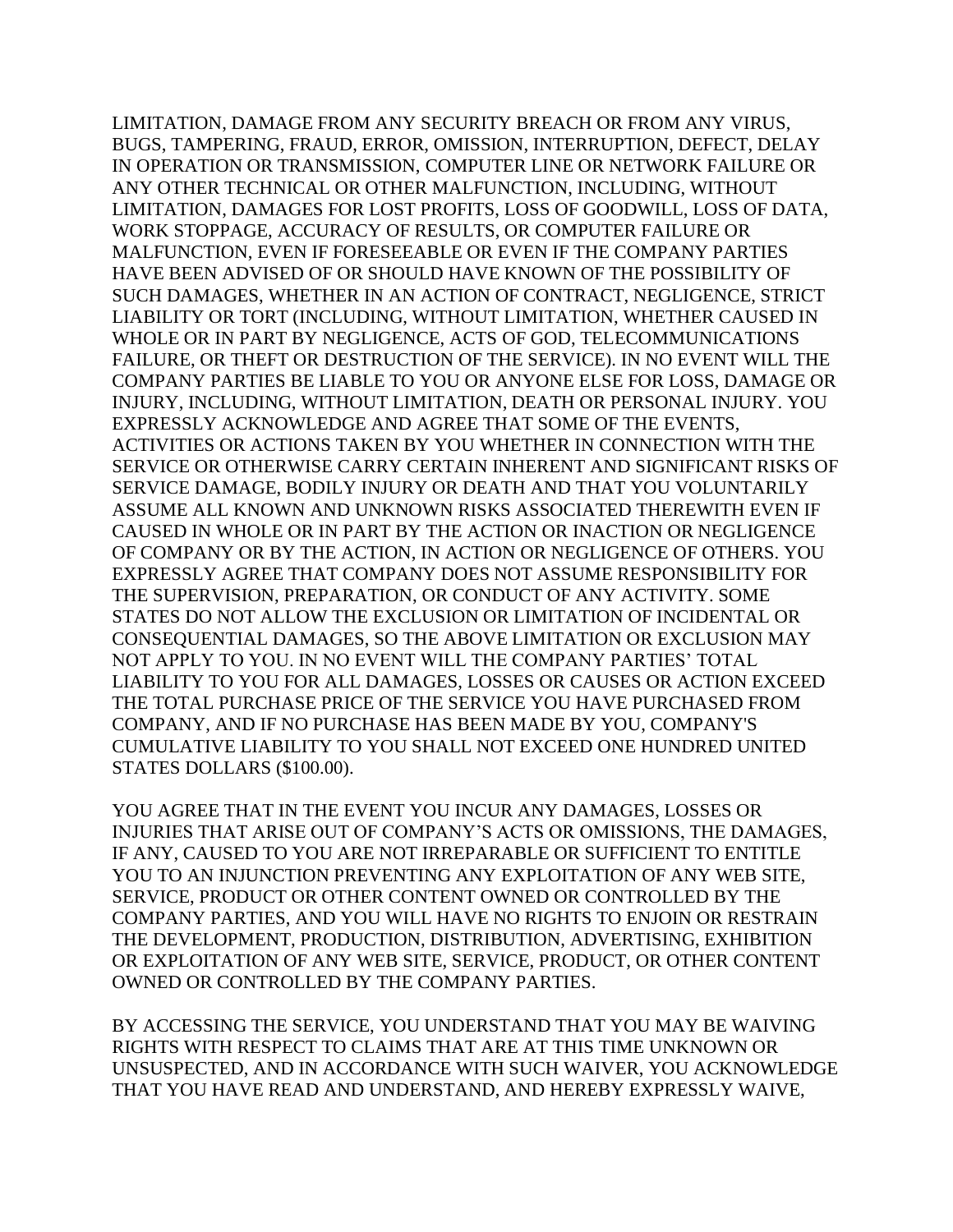LIMITATION, DAMAGE FROM ANY SECURITY BREACH OR FROM ANY VIRUS, BUGS, TAMPERING, FRAUD, ERROR, OMISSION, INTERRUPTION, DEFECT, DELAY IN OPERATION OR TRANSMISSION, COMPUTER LINE OR NETWORK FAILURE OR ANY OTHER TECHNICAL OR OTHER MALFUNCTION, INCLUDING, WITHOUT LIMITATION, DAMAGES FOR LOST PROFITS, LOSS OF GOODWILL, LOSS OF DATA, WORK STOPPAGE, ACCURACY OF RESULTS, OR COMPUTER FAILURE OR MALFUNCTION, EVEN IF FORESEEABLE OR EVEN IF THE COMPANY PARTIES HAVE BEEN ADVISED OF OR SHOULD HAVE KNOWN OF THE POSSIBILITY OF SUCH DAMAGES, WHETHER IN AN ACTION OF CONTRACT, NEGLIGENCE, STRICT LIABILITY OR TORT (INCLUDING, WITHOUT LIMITATION, WHETHER CAUSED IN WHOLE OR IN PART BY NEGLIGENCE, ACTS OF GOD, TELECOMMUNICATIONS FAILURE, OR THEFT OR DESTRUCTION OF THE SERVICE). IN NO EVENT WILL THE COMPANY PARTIES BE LIABLE TO YOU OR ANYONE ELSE FOR LOSS, DAMAGE OR INJURY, INCLUDING, WITHOUT LIMITATION, DEATH OR PERSONAL INJURY. YOU EXPRESSLY ACKNOWLEDGE AND AGREE THAT SOME OF THE EVENTS, ACTIVITIES OR ACTIONS TAKEN BY YOU WHETHER IN CONNECTION WITH THE SERVICE OR OTHERWISE CARRY CERTAIN INHERENT AND SIGNIFICANT RISKS OF SERVICE DAMAGE, BODILY INJURY OR DEATH AND THAT YOU VOLUNTARILY ASSUME ALL KNOWN AND UNKNOWN RISKS ASSOCIATED THEREWITH EVEN IF CAUSED IN WHOLE OR IN PART BY THE ACTION OR INACTION OR NEGLIGENCE OF COMPANY OR BY THE ACTION, IN ACTION OR NEGLIGENCE OF OTHERS. YOU EXPRESSLY AGREE THAT COMPANY DOES NOT ASSUME RESPONSIBILITY FOR THE SUPERVISION, PREPARATION, OR CONDUCT OF ANY ACTIVITY. SOME STATES DO NOT ALLOW THE EXCLUSION OR LIMITATION OF INCIDENTAL OR CONSEQUENTIAL DAMAGES, SO THE ABOVE LIMITATION OR EXCLUSION MAY NOT APPLY TO YOU. IN NO EVENT WILL THE COMPANY PARTIES' TOTAL LIABILITY TO YOU FOR ALL DAMAGES, LOSSES OR CAUSES OR ACTION EXCEED THE TOTAL PURCHASE PRICE OF THE SERVICE YOU HAVE PURCHASED FROM COMPANY, AND IF NO PURCHASE HAS BEEN MADE BY YOU, COMPANY'S CUMULATIVE LIABILITY TO YOU SHALL NOT EXCEED ONE HUNDRED UNITED STATES DOLLARS ($100.00).

YOU AGREE THAT IN THE EVENT YOU INCUR ANY DAMAGES, LOSSES OR INJURIES THAT ARISE OUT OF COMPANY'S ACTS OR OMISSIONS, THE DAMAGES, IF ANY, CAUSED TO YOU ARE NOT IRREPARABLE OR SUFFICIENT TO ENTITLE YOU TO AN INJUNCTION PREVENTING ANY EXPLOITATION OF ANY WEB SITE, SERVICE, PRODUCT OR OTHER CONTENT OWNED OR CONTROLLED BY THE COMPANY PARTIES, AND YOU WILL HAVE NO RIGHTS TO ENJOIN OR RESTRAIN THE DEVELOPMENT, PRODUCTION, DISTRIBUTION, ADVERTISING, EXHIBITION OR EXPLOITATION OF ANY WEB SITE, SERVICE, PRODUCT, OR OTHER CONTENT OWNED OR CONTROLLED BY THE COMPANY PARTIES.

BY ACCESSING THE SERVICE, YOU UNDERSTAND THAT YOU MAY BE WAIVING RIGHTS WITH RESPECT TO CLAIMS THAT ARE AT THIS TIME UNKNOWN OR UNSUSPECTED, AND IN ACCORDANCE WITH SUCH WAIVER, YOU ACKNOWLEDGE THAT YOU HAVE READ AND UNDERSTAND, AND HEREBY EXPRESSLY WAIVE,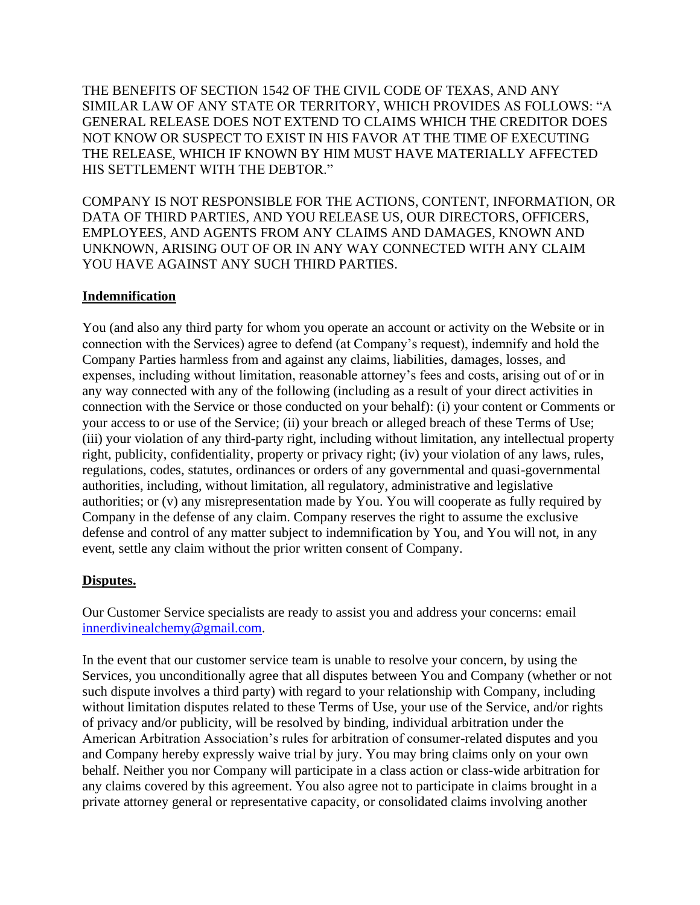THE BENEFITS OF SECTION 1542 OF THE CIVIL CODE OF TEXAS, AND ANY SIMILAR LAW OF ANY STATE OR TERRITORY, WHICH PROVIDES AS FOLLOWS: "A GENERAL RELEASE DOES NOT EXTEND TO CLAIMS WHICH THE CREDITOR DOES NOT KNOW OR SUSPECT TO EXIST IN HIS FAVOR AT THE TIME OF EXECUTING THE RELEASE, WHICH IF KNOWN BY HIM MUST HAVE MATERIALLY AFFECTED HIS SETTLEMENT WITH THE DEBTOR."

COMPANY IS NOT RESPONSIBLE FOR THE ACTIONS, CONTENT, INFORMATION, OR DATA OF THIRD PARTIES, AND YOU RELEASE US, OUR DIRECTORS, OFFICERS, EMPLOYEES, AND AGENTS FROM ANY CLAIMS AND DAMAGES, KNOWN AND UNKNOWN, ARISING OUT OF OR IN ANY WAY CONNECTED WITH ANY CLAIM YOU HAVE AGAINST ANY SUCH THIRD PARTIES.

**Indemnification**

You (and also any third party for whom you operate an account or activity on the Website or in connection with the Services) agree to defend (at Company's request), indemnify and hold the Company Parties harmless from and against any claims, liabilities, damages, losses, and expenses, including without limitation, reasonable attorney's fees and costs, arising out of or in any way connected with any of the following (including as a result of your direct activities in connection with the Service or those conducted on your behalf): (i) your content or Comments or your access to or use of the Service; (ii) your breach or alleged breach of these Terms of Use; (iii) your violation of any third-party right, including without limitation, any intellectual property right, publicity, confidentiality, property or privacy right; (iv) your violation of any laws, rules, regulations, codes, statutes, ordinances or orders of any governmental and quasi-governmental authorities, including, without limitation, all regulatory, administrative and legislative authorities; or (v) any misrepresentation made by You. You will cooperate as fully required by Company in the defense of any claim. Company reserves the right to assume the exclusive defense and control of any matter subject to indemnification by You, and You will not, in any event, settle any claim without the prior written consent of Company.

**Disputes.**

Our Customer Service specialists are ready to assist you and address your concerns: email [innerdivinealchemy@gmail.com](mailto:innerdivinealchemy@gmail.com).

In the event that our customer service team is unable to resolve your concern, by using the Services, you unconditionally agree that all disputes between You and Company (whether or not such dispute involves a third party) with regard to your relationship with Company, including without limitation disputes related to these Terms of Use, your use of the Service, and/or rights of privacy and/or publicity, will be resolved by binding, individual arbitration under the American Arbitration Association's rules for arbitration of consumer-related disputes and you and Company hereby expressly waive trial by jury. You may bring claims only on your own behalf. Neither you nor Company will participate in a class action or class-wide arbitration for any claims covered by this agreement. You also agree not to participate in claims brought in a private attorney general or representative capacity, or consolidated claims involving another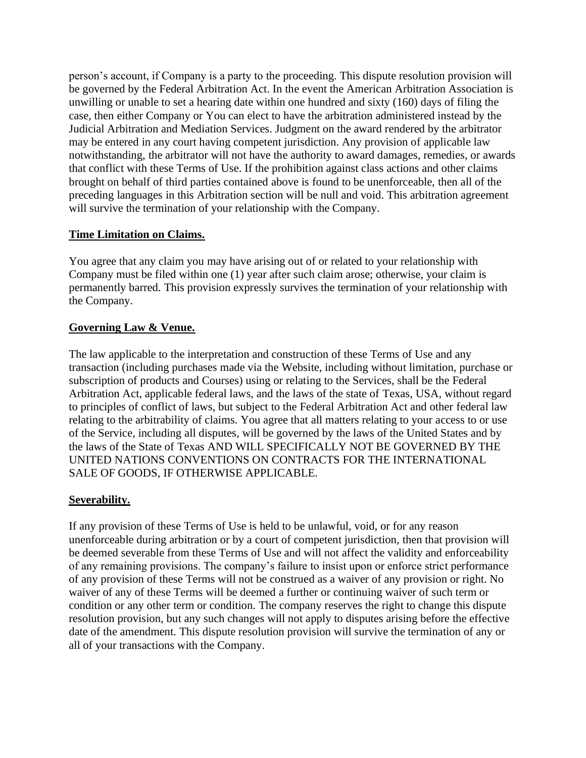person's account, if Company is a party to the proceeding. This dispute resolution provision will be governed by the Federal Arbitration Act. In the event the American Arbitration Association is unwilling or unable to set a hearing date within one hundred and sixty (160) days of filing the case, then either Company or You can elect to have the arbitration administered instead by the Judicial Arbitration and Mediation Services. Judgment on the award rendered by the arbitrator may be entered in any court having competent jurisdiction. Any provision of applicable law notwithstanding, the arbitrator will not have the authority to award damages, remedies, or awards that conflict with these Terms of Use. If the prohibition against class actions and other claims brought on behalf of third parties contained above is found to be unenforceable, then all of the preceding languages in this Arbitration section will be null and void. This arbitration agreement will survive the termination of your relationship with the Company.

**Time Limitation on Claims.**

You agree that any claim you may have arising out of or related to your relationship with Company must be filed within one (1) year after such claim arose; otherwise, your claim is permanently barred. This provision expressly survives the termination of your relationship with the Company.

**Governing Law & Venue.**

The law applicable to the interpretation and construction of these Terms of Use and any transaction (including purchases made via the Website, including without limitation, purchase or subscription of products and Courses) using or relating to the Services, shall be the Federal Arbitration Act, applicable federal laws, and the laws of the state of Texas, USA, without regard to principles of conflict of laws, but subject to the Federal Arbitration Act and other federal law relating to the arbitrability of claims. You agree that all matters relating to your access to or use of the Service, including all disputes, will be governed by the laws of the United States and by the laws of the State of Texas AND WILL SPECIFICALLY NOT BE GOVERNED BY THE UNITED NATIONS CONVENTIONS ON CONTRACTS FOR THE INTERNATIONAL SALE OF GOODS, IF OTHERWISE APPLICABLE.

**Severability.**

If any provision of these Terms of Use is held to be unlawful, void, or for any reason unenforceable during arbitration or by a court of competent jurisdiction, then that provision will be deemed severable from these Terms of Use and will not affect the validity and enforceability of any remaining provisions. The company's failure to insist upon or enforce strict performance of any provision of these Terms will not be construed as a waiver of any provision or right. No waiver of any of these Terms will be deemed a further or continuing waiver of such term or condition or any other term or condition. The company reserves the right to change this dispute resolution provision, but any such changes will not apply to disputes arising before the effective date of the amendment. This dispute resolution provision will survive the termination of any or all of your transactions with the Company.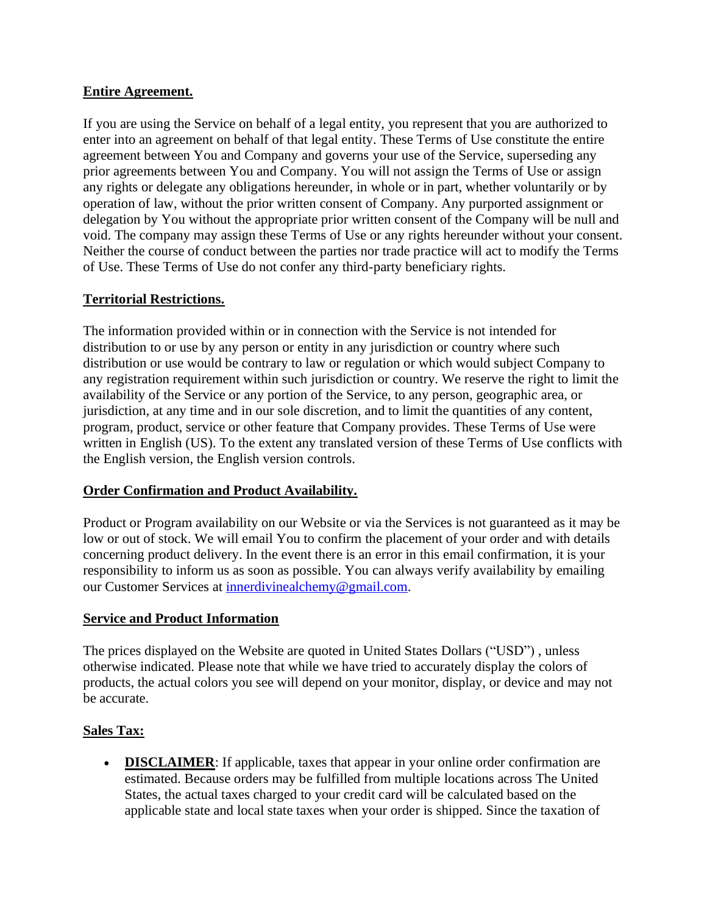**Entire Agreement.**

If you are using the Service on behalf of a legal entity, you represent that you are authorized to enter into an agreement on behalf of that legal entity. These Terms of Use constitute the entire agreement between You and Company and governs your use of the Service, superseding any prior agreements between You and Company. You will not assign the Terms of Use or assign any rights or delegate any obligations hereunder, in whole or in part, whether voluntarily or by operation of law, without the prior written consent of Company. Any purported assignment or delegation by You without the appropriate prior written consent of the Company will be null and void. The company may assign these Terms of Use or any rights hereunder without your consent. Neither the course of conduct between the parties nor trade practice will act to modify the Terms of Use. These Terms of Use do not confer any third-party beneficiary rights.

**Territorial Restrictions.**

The information provided within or in connection with the Service is not intended for distribution to or use by any person or entity in any jurisdiction or country where such distribution or use would be contrary to law or regulation or which would subject Company to any registration requirement within such jurisdiction or country. We reserve the right to limit the availability of the Service or any portion of the Service, to any person, geographic area, or jurisdiction, at any time and in our sole discretion, and to limit the quantities of any content, program, product, service or other feature that Company provides. These Terms of Use were written in English (US). To the extent any translated version of these Terms of Use conflicts with the English version, the English version controls.

**Order Confirmation and Product Availability.**

Product or Program availability on our Website or via the Services is not guaranteed as it may be low or out of stock. We will email You to confirm the placement of your order and with details concerning product delivery. In the event there is an error in this email confirmation, it is your responsibility to inform us as soon as possible. You can always verify availability by emailing our Customer Services at [innerdivinealchemy@gmail.com](mailto:innerdivinealchemy@gmail.com).

**Service and Product Information**

The prices displayed on the Website are quoted in United States Dollars ("USD") , unless otherwise indicated. Please note that while we have tried to accurately display the colors of products, the actual colors you see will depend on your monitor, display, or device and may not be accurate.

**Sales Tax:**

- **DISCLAIMER**: If applicable, taxes that appear in your online order confirmation are estimated. Because orders may be fulfilled from multiple locations across The United States, the actual taxes charged to your credit card will be calculated based on the applicable state and local state taxes when your order is shipped. Since the taxation of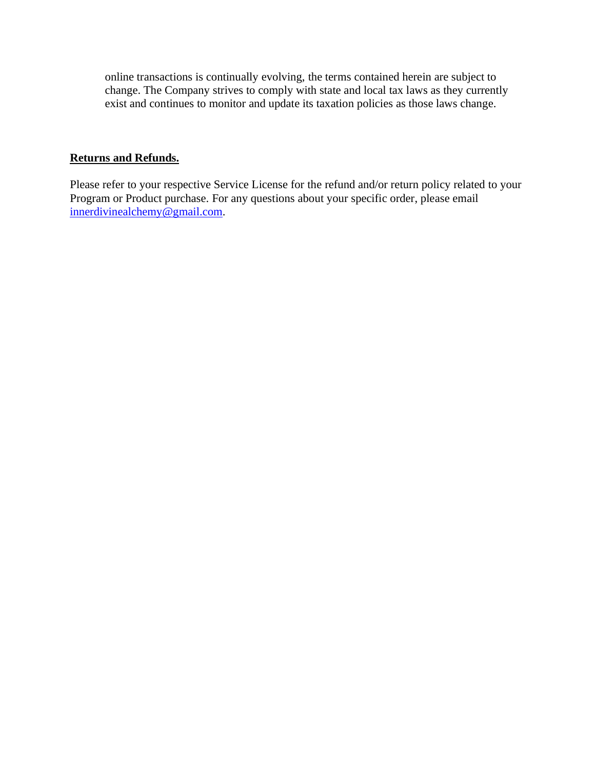online transactions is continually evolving, the terms contained herein are subject to change. The Company strives to comply with state and local tax laws as they currently exist and continues to monitor and update its taxation policies as those laws change.

## **Returns and Refunds.**

Please refer to your respective Service License for the refund and/or return policy related to your Program or Product purchase. For any questions about your specific order, please email innerdivinealchemy@gmail.com.